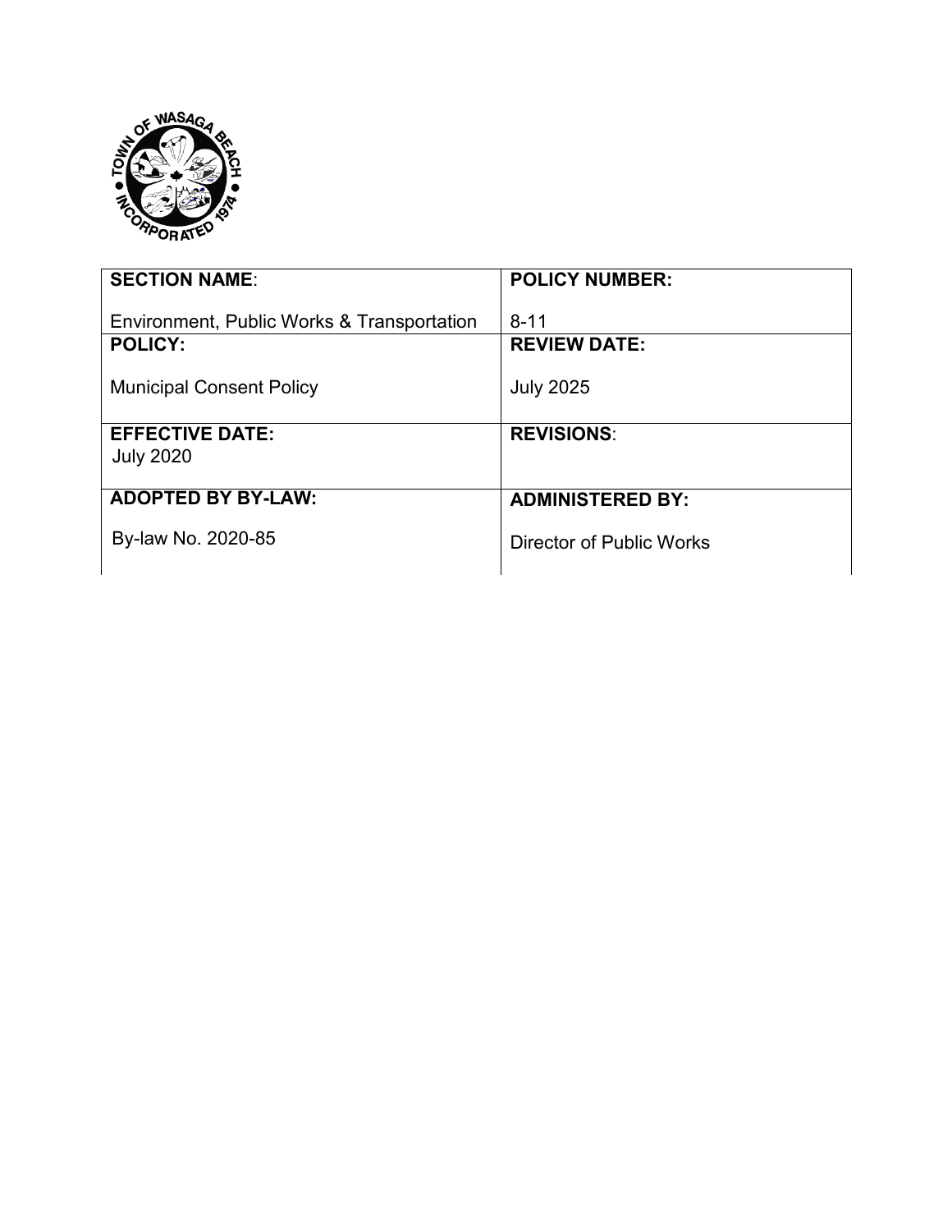| SECTION NAME:<br><br>Environment, Public Works & Transportation | POLICY NUMBER:<br><br>8-11 |
|---|---|
| **POLICY:**<br><br>Municipal Consent Policy | **REVIEW DATE:**<br><br>July 2025 |
| **EFFECTIVE DATE:**<br>July 2020 | **REVISIONS:** |
| **ADOPTED BY BY-LAW:**<br><br>By-law No. 2020-85 | **ADMINISTERED BY:**<br><br>Director of Public Works |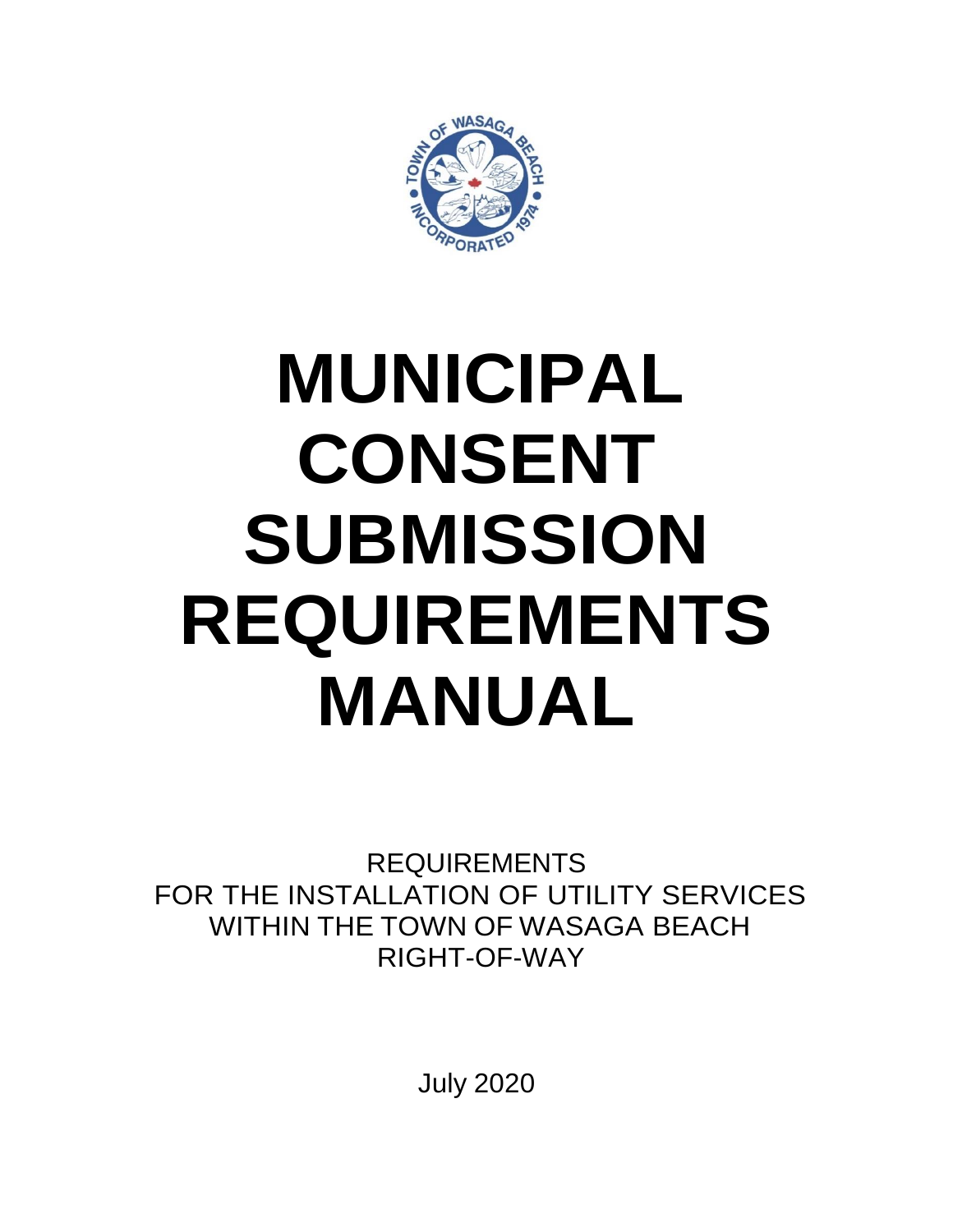# MUNICIPAL CONSENT SUBMISSION REQUIREMENTS MANUAL

REQUIREMENTS
FOR THE INSTALLATION OF UTILITY SERVICES
WITHIN THE TOWN OF WASAGA BEACH
RIGHT-OF-WAY

July 2020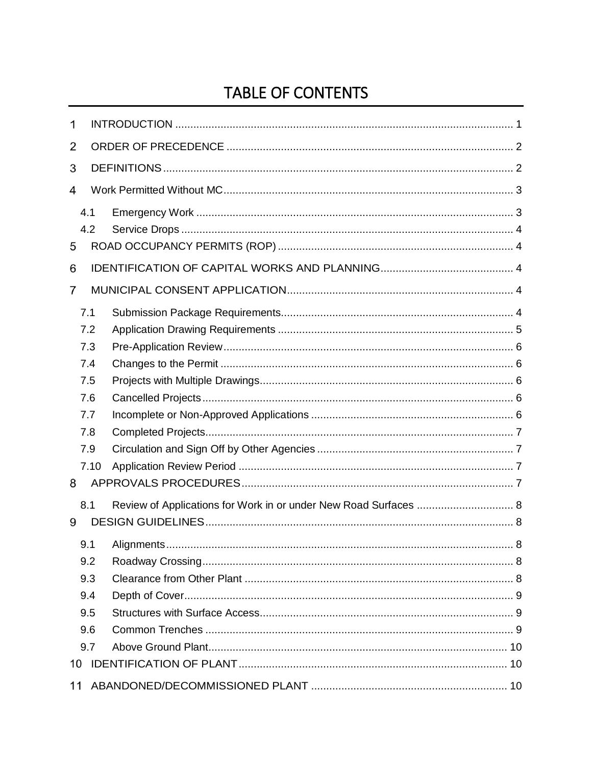# TABLE OF CONTENTS

1 INTRODUCTION ............................................................................................................... 1

2 ORDER OF PRECEDENCE .............................................................................................. 2

3 DEFINITIONS .................................................................................................................... 2

4 Work Permitted Without MC ............................................................................................... 3

4.1 Emergency Work ........................................................................................................ 3

4.2 Service Drops ............................................................................................................. 4

5 ROAD OCCUPANCY PERMITS (ROP) ............................................................................. 4

6 IDENTIFICATION OF CAPITAL WORKS AND PLANNING ............................................ 4

7 MUNICIPAL CONSENT APPLICATION ........................................................................... 4

7.1 Submission Package Requirements ............................................................................ 4

7.2 Application Drawing Requirements ............................................................................. 5

7.3 Pre-Application Review ............................................................................................... 6

7.4 Changes to the Permit ................................................................................................ 6

7.5 Projects with Multiple Drawings ................................................................................... 6

7.6 Cancelled Projects ...................................................................................................... 6

7.7 Incomplete or Non-Approved Applications .................................................................. 6

7.8 Completed Projects ..................................................................................................... 7

7.9 Circulation and Sign Off by Other Agencies ................................................................ 7

7.10 Application Review Period .......................................................................................... 7

8 APPROVALS PROCEDURES ........................................................................................... 7

8.1 Review of Applications for Work in or under New Road Surfaces ................................ 8

9 DESIGN GUIDELINES ....................................................................................................... 8

9.1 Alignments .................................................................................................................. 8

9.2 Roadway Crossing ...................................................................................................... 8

9.3 Clearance from Other Plant ........................................................................................ 8

9.4 Depth of Cover ............................................................................................................ 9

9.5 Structures with Surface Access ................................................................................... 9

9.6 Common Trenches ..................................................................................................... 9

9.7 Above Ground Plant ................................................................................................... 10

10 IDENTIFICATION OF PLANT ........................................................................................ 10

11 ABANDONED/DECOMMISSIONED PLANT ................................................................ 10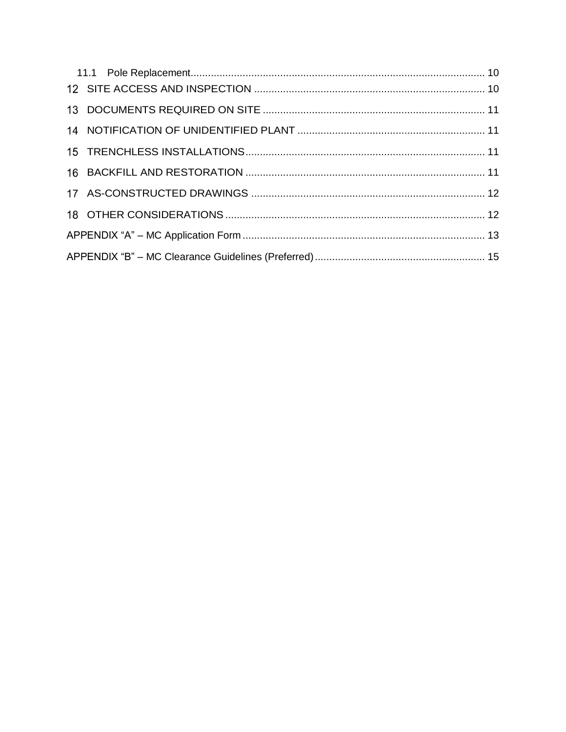11.1 Pole Replacement ..................................................................................................... 10

12 SITE ACCESS AND INSPECTION ............................................................................... 10

13 DOCUMENTS REQUIRED ON SITE ............................................................................ 11

14 NOTIFICATION OF UNIDENTIFIED PLANT ................................................................ 11

15 TRENCHLESS INSTALLATIONS .................................................................................. 11

16 BACKFILL AND RESTORATION .................................................................................. 11

17 AS-CONSTRUCTED DRAWINGS ................................................................................ 12

18 OTHER CONSIDERATIONS ......................................................................................... 12

APPENDIX “A” – MC Application Form ................................................................................... 13

APPENDIX “B” – MC Clearance Guidelines (Preferred) ........................................................... 15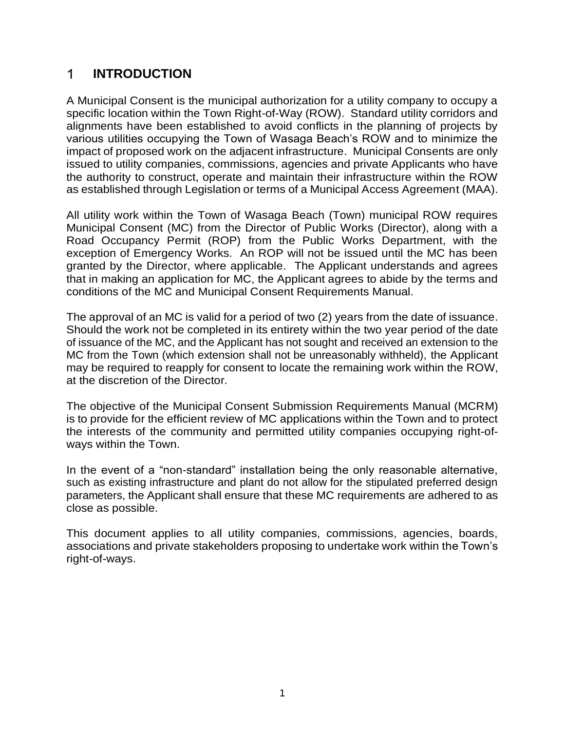# 1 INTRODUCTION

A Municipal Consent is the municipal authorization for a utility company to occupy a specific location within the Town Right-of-Way (ROW). Standard utility corridors and alignments have been established to avoid conflicts in the planning of projects by various utilities occupying the Town of Wasaga Beach's ROW and to minimize the impact of proposed work on the adjacent infrastructure. Municipal Consents are only issued to utility companies, commissions, agencies and private Applicants who have the authority to construct, operate and maintain their infrastructure within the ROW as established through Legislation or terms of a Municipal Access Agreement (MAA).

All utility work within the Town of Wasaga Beach (Town) municipal ROW requires Municipal Consent (MC) from the Director of Public Works (Director), along with a Road Occupancy Permit (ROP) from the Public Works Department, with the exception of Emergency Works. An ROP will not be issued until the MC has been granted by the Director, where applicable. The Applicant understands and agrees that in making an application for MC, the Applicant agrees to abide by the terms and conditions of the MC and Municipal Consent Requirements Manual.

The approval of an MC is valid for a period of two (2) years from the date of issuance. Should the work not be completed in its entirety within the two year period of the date of issuance of the MC, and the Applicant has not sought and received an extension to the MC from the Town (which extension shall not be unreasonably withheld), the Applicant may be required to reapply for consent to locate the remaining work within the ROW, at the discretion of the Director.

The objective of the Municipal Consent Submission Requirements Manual (MCRM) is to provide for the efficient review of MC applications within the Town and to protect the interests of the community and permitted utility companies occupying right-of-ways within the Town.

In the event of a "non-standard" installation being the only reasonable alternative, such as existing infrastructure and plant do not allow for the stipulated preferred design parameters, the Applicant shall ensure that these MC requirements are adhered to as close as possible.

This document applies to all utility companies, commissions, agencies, boards, associations and private stakeholders proposing to undertake work within the Town's right-of-ways.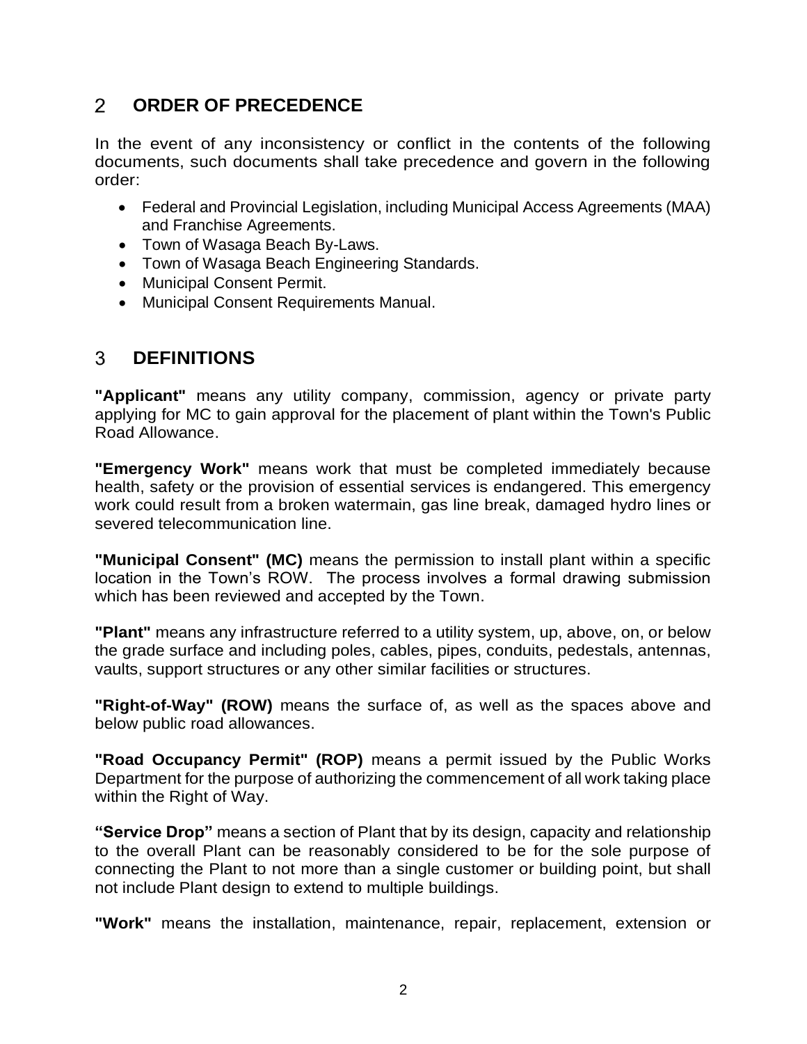## 2 ORDER OF PRECEDENCE

In the event of any inconsistency or conflict in the contents of the following documents, such documents shall take precedence and govern in the following order:

- Federal and Provincial Legislation, including Municipal Access Agreements (MAA) and Franchise Agreements.
- Town of Wasaga Beach By-Laws.
- Town of Wasaga Beach Engineering Standards.
- Municipal Consent Permit.
- Municipal Consent Requirements Manual.

## 3 DEFINITIONS

**"Applicant"** means any utility company, commission, agency or private party applying for MC to gain approval for the placement of plant within the Town's Public Road Allowance.

**"Emergency Work"** means work that must be completed immediately because health, safety or the provision of essential services is endangered. This emergency work could result from a broken watermain, gas line break, damaged hydro lines or severed telecommunication line.

**"Municipal Consent" (MC)** means the permission to install plant within a specific location in the Town's ROW. The process involves a formal drawing submission which has been reviewed and accepted by the Town.

**"Plant"** means any infrastructure referred to a utility system, up, above, on, or below the grade surface and including poles, cables, pipes, conduits, pedestals, antennas, vaults, support structures or any other similar facilities or structures.

**"Right-of-Way" (ROW)** means the surface of, as well as the spaces above and below public road allowances.

**"Road Occupancy Permit" (ROP)** means a permit issued by the Public Works Department for the purpose of authorizing the commencement of all work taking place within the Right of Way.

**"Service Drop"** means a section of Plant that by its design, capacity and relationship to the overall Plant can be reasonably considered to be for the sole purpose of connecting the Plant to not more than a single customer or building point, but shall not include Plant design to extend to multiple buildings.

**"Work"** means the installation, maintenance, repair, replacement, extension or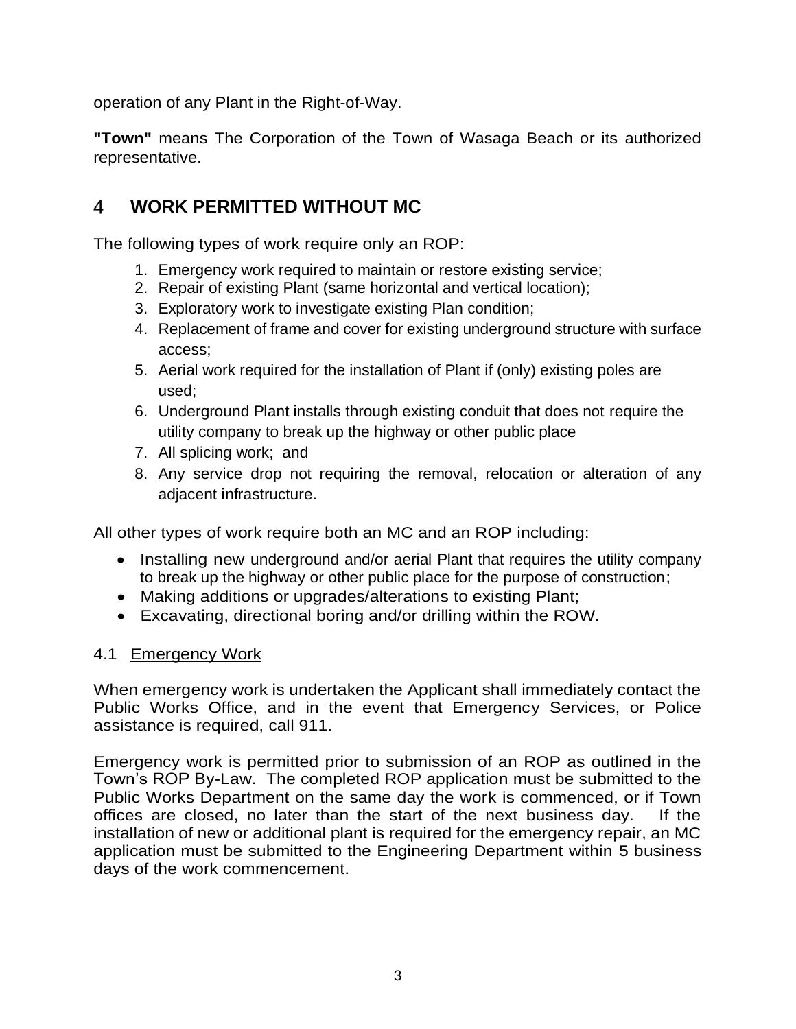operation of any Plant in the Right-of-Way.

**"Town"** means The Corporation of the Town of Wasaga Beach or its authorized representative.

# 4 WORK PERMITTED WITHOUT MC

The following types of work require only an ROP:

1. Emergency work required to maintain or restore existing service;
2. Repair of existing Plant (same horizontal and vertical location);
3. Exploratory work to investigate existing Plan condition;
4. Replacement of frame and cover for existing underground structure with surface access;
5. Aerial work required for the installation of Plant if (only) existing poles are used;
6. Underground Plant installs through existing conduit that does not require the utility company to break up the highway or other public place
7. All splicing work; and
8. Any service drop not requiring the removal, relocation or alteration of any adjacent infrastructure.

All other types of work require both an MC and an ROP including:

- Installing new underground and/or aerial Plant that requires the utility company to break up the highway or other public place for the purpose of construction;
- Making additions or upgrades/alterations to existing Plant;
- Excavating, directional boring and/or drilling within the ROW.

## 4.1 Emergency Work

When emergency work is undertaken the Applicant shall immediately contact the Public Works Office, and in the event that Emergency Services, or Police assistance is required, call 911.

Emergency work is permitted prior to submission of an ROP as outlined in the Town's ROP By-Law. The completed ROP application must be submitted to the Public Works Department on the same day the work is commenced, or if Town offices are closed, no later than the start of the next business day. If the installation of new or additional plant is required for the emergency repair, an MC application must be submitted to the Engineering Department within 5 business days of the work commencement.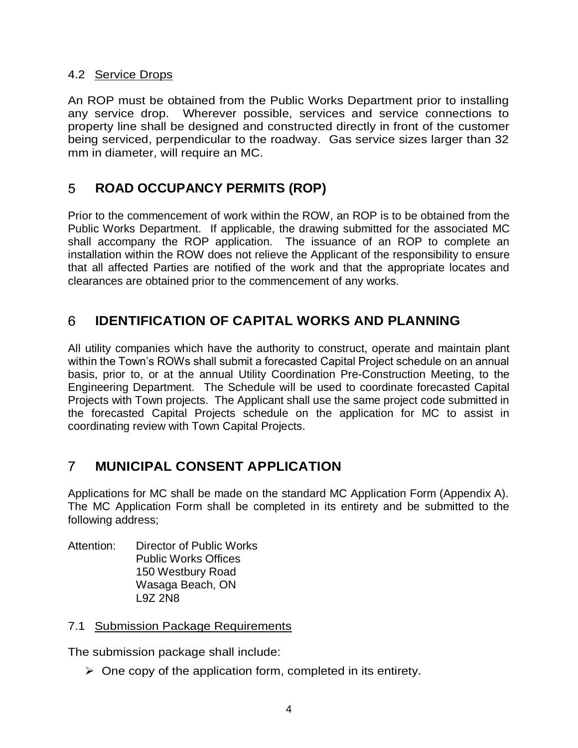### 4.2 Service Drops

An ROP must be obtained from the Public Works Department prior to installing any service drop. Wherever possible, services and service connections to property line shall be designed and constructed directly in front of the customer being serviced, perpendicular to the roadway. Gas service sizes larger than 32 mm in diameter, will require an MC.

## 5 ROAD OCCUPANCY PERMITS (ROP)

Prior to the commencement of work within the ROW, an ROP is to be obtained from the Public Works Department. If applicable, the drawing submitted for the associated MC shall accompany the ROP application. The issuance of an ROP to complete an installation within the ROW does not relieve the Applicant of the responsibility to ensure that all affected Parties are notified of the work and that the appropriate locates and clearances are obtained prior to the commencement of any works.

## 6 IDENTIFICATION OF CAPITAL WORKS AND PLANNING

All utility companies which have the authority to construct, operate and maintain plant within the Town's ROWs shall submit a forecasted Capital Project schedule on an annual basis, prior to, or at the annual Utility Coordination Pre-Construction Meeting, to the Engineering Department. The Schedule will be used to coordinate forecasted Capital Projects with Town projects. The Applicant shall use the same project code submitted in the forecasted Capital Projects schedule on the application for MC to assist in coordinating review with Town Capital Projects.

## 7 MUNICIPAL CONSENT APPLICATION

Applications for MC shall be made on the standard MC Application Form (Appendix A). The MC Application Form shall be completed in its entirety and be submitted to the following address;

Attention: Director of Public Works
Public Works Offices
150 Westbury Road
Wasaga Beach, ON
L9Z 2N8

### 7.1 Submission Package Requirements

The submission package shall include:

- One copy of the application form, completed in its entirety.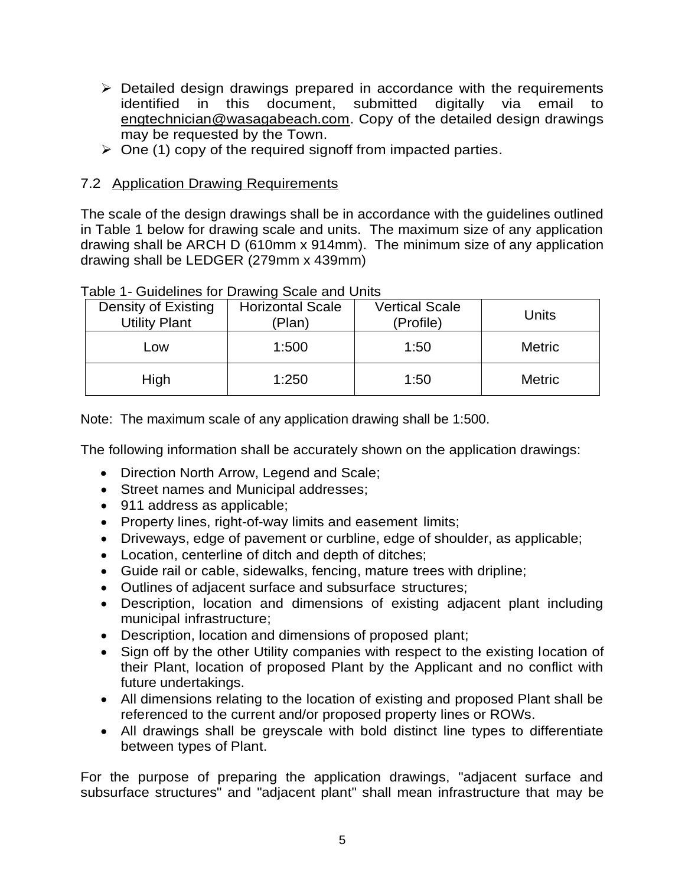- Detailed design drawings prepared in accordance with the requirements identified in this document, submitted digitally via email to engtechnician@wasagabeach.com. Copy of the detailed design drawings may be requested by the Town.
- One (1) copy of the required signoff from impacted parties.

## 7.2 Application Drawing Requirements

The scale of the design drawings shall be in accordance with the guidelines outlined in Table 1 below for drawing scale and units. The maximum size of any application drawing shall be ARCH D (610mm x 914mm). The minimum size of any application drawing shall be LEDGER (279mm x 439mm)

Table 1- Guidelines for Drawing Scale and Units

| Density of Existing Utility Plant | Horizontal Scale (Plan) | Vertical Scale (Profile) | Units |
|---|---|---|---|
| Low | 1:500 | 1:50 | Metric |
| High | 1:250 | 1:50 | Metric |

Note: The maximum scale of any application drawing shall be 1:500.

The following information shall be accurately shown on the application drawings:

- Direction North Arrow, Legend and Scale;
- Street names and Municipal addresses;
- 911 address as applicable;
- Property lines, right-of-way limits and easement limits;
- Driveways, edge of pavement or curbline, edge of shoulder, as applicable;
- Location, centerline of ditch and depth of ditches;
- Guide rail or cable, sidewalks, fencing, mature trees with dripline;
- Outlines of adjacent surface and subsurface structures;
- Description, location and dimensions of existing adjacent plant including municipal infrastructure;
- Description, location and dimensions of proposed plant;
- Sign off by the other Utility companies with respect to the existing location of their Plant, location of proposed Plant by the Applicant and no conflict with future undertakings.
- All dimensions relating to the location of existing and proposed Plant shall be referenced to the current and/or proposed property lines or ROWs.
- All drawings shall be greyscale with bold distinct line types to differentiate between types of Plant.

For the purpose of preparing the application drawings, "adjacent surface and subsurface structures" and "adjacent plant" shall mean infrastructure that may be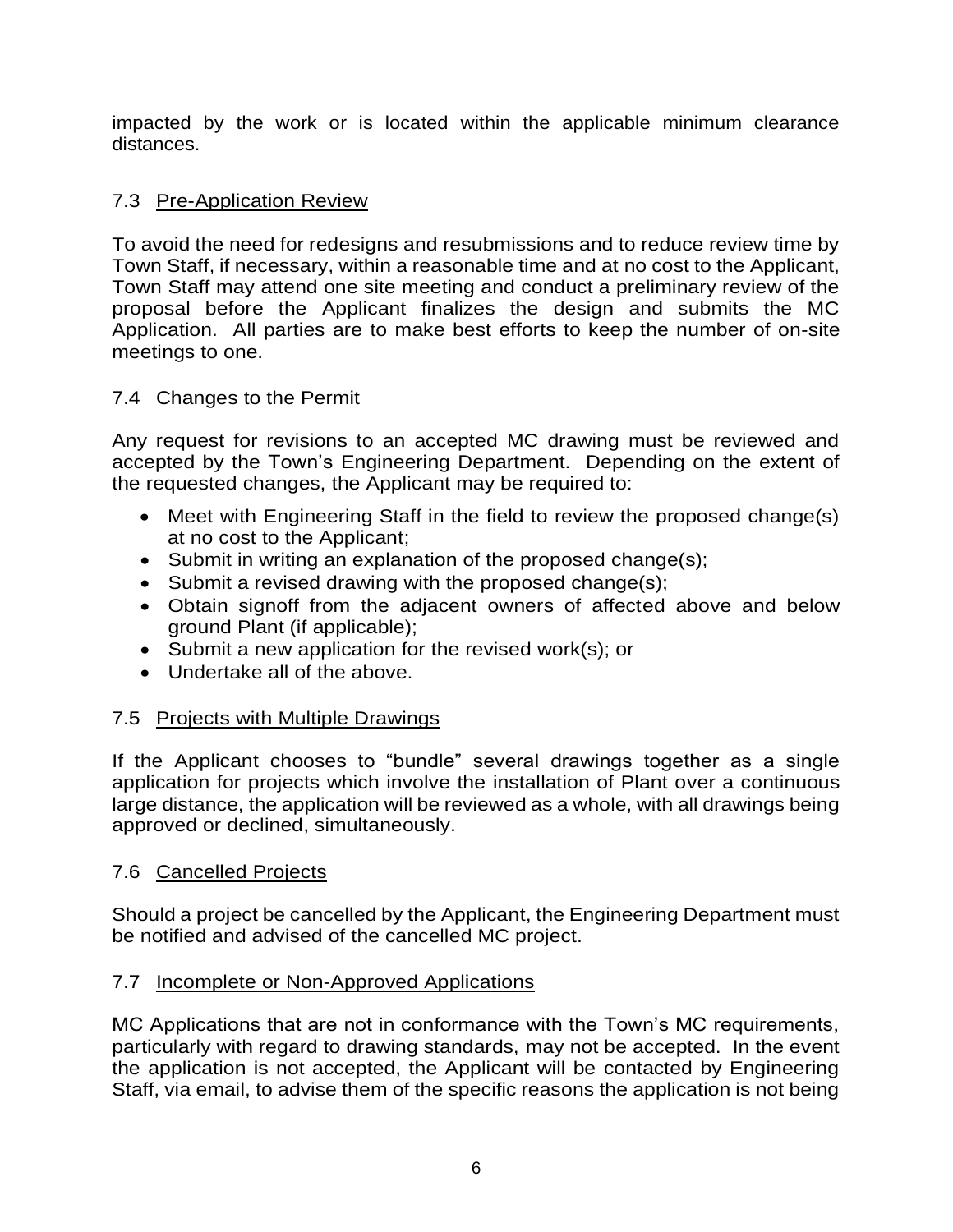impacted by the work or is located within the applicable minimum clearance distances.

### 7.3 Pre-Application Review

To avoid the need for redesigns and resubmissions and to reduce review time by Town Staff, if necessary, within a reasonable time and at no cost to the Applicant, Town Staff may attend one site meeting and conduct a preliminary review of the proposal before the Applicant finalizes the design and submits the MC Application. All parties are to make best efforts to keep the number of on-site meetings to one.

### 7.4 Changes to the Permit

Any request for revisions to an accepted MC drawing must be reviewed and accepted by the Town's Engineering Department. Depending on the extent of the requested changes, the Applicant may be required to:

- Meet with Engineering Staff in the field to review the proposed change(s) at no cost to the Applicant;
- Submit in writing an explanation of the proposed change(s);
- Submit a revised drawing with the proposed change(s);
- Obtain signoff from the adjacent owners of affected above and below ground Plant (if applicable);
- Submit a new application for the revised work(s); or
- Undertake all of the above.

### 7.5 Projects with Multiple Drawings

If the Applicant chooses to "bundle" several drawings together as a single application for projects which involve the installation of Plant over a continuous large distance, the application will be reviewed as a whole, with all drawings being approved or declined, simultaneously.

### 7.6 Cancelled Projects

Should a project be cancelled by the Applicant, the Engineering Department must be notified and advised of the cancelled MC project.

### 7.7 Incomplete or Non-Approved Applications

MC Applications that are not in conformance with the Town's MC requirements, particularly with regard to drawing standards, may not be accepted. In the event the application is not accepted, the Applicant will be contacted by Engineering Staff, via email, to advise them of the specific reasons the application is not being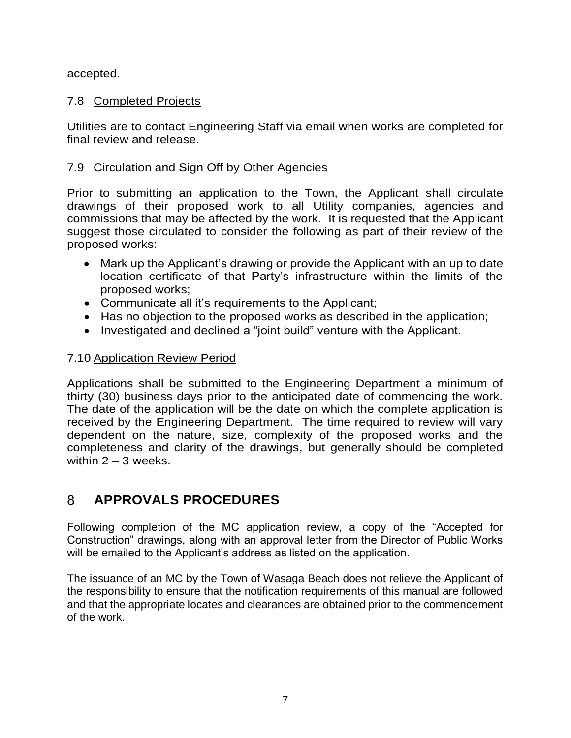accepted.

### 7.8 Completed Projects

Utilities are to contact Engineering Staff via email when works are completed for final review and release.

### 7.9 Circulation and Sign Off by Other Agencies

Prior to submitting an application to the Town, the Applicant shall circulate drawings of their proposed work to all Utility companies, agencies and commissions that may be affected by the work. It is requested that the Applicant suggest those circulated to consider the following as part of their review of the proposed works:

- Mark up the Applicant's drawing or provide the Applicant with an up to date location certificate of that Party's infrastructure within the limits of the proposed works;
- Communicate all it's requirements to the Applicant;
- Has no objection to the proposed works as described in the application;
- Investigated and declined a "joint build" venture with the Applicant.

### 7.10 Application Review Period

Applications shall be submitted to the Engineering Department a minimum of thirty (30) business days prior to the anticipated date of commencing the work. The date of the application will be the date on which the complete application is received by the Engineering Department. The time required to review will vary dependent on the nature, size, complexity of the proposed works and the completeness and clarity of the drawings, but generally should be completed within 2 – 3 weeks.

## 8 APPROVALS PROCEDURES

Following completion of the MC application review, a copy of the "Accepted for Construction" drawings, along with an approval letter from the Director of Public Works will be emailed to the Applicant's address as listed on the application.

The issuance of an MC by the Town of Wasaga Beach does not relieve the Applicant of the responsibility to ensure that the notification requirements of this manual are followed and that the appropriate locates and clearances are obtained prior to the commencement of the work.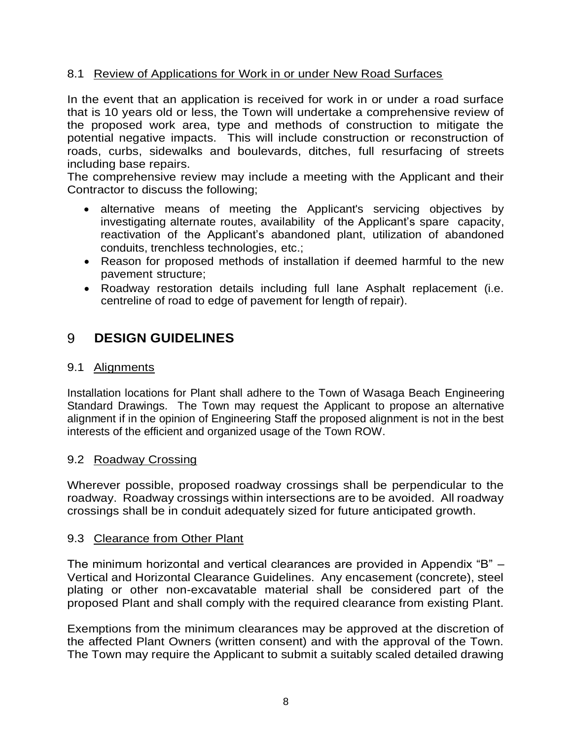### 8.1 Review of Applications for Work in or under New Road Surfaces

In the event that an application is received for work in or under a road surface that is 10 years old or less, the Town will undertake a comprehensive review of the proposed work area, type and methods of construction to mitigate the potential negative impacts. This will include construction or reconstruction of roads, curbs, sidewalks and boulevards, ditches, full resurfacing of streets including base repairs.

The comprehensive review may include a meeting with the Applicant and their Contractor to discuss the following;

- alternative means of meeting the Applicant's servicing objectives by investigating alternate routes, availability of the Applicant's spare capacity, reactivation of the Applicant's abandoned plant, utilization of abandoned conduits, trenchless technologies, etc.;
- Reason for proposed methods of installation if deemed harmful to the new pavement structure;
- Roadway restoration details including full lane Asphalt replacement (i.e. centreline of road to edge of pavement for length of repair).

## 9 DESIGN GUIDELINES

### 9.1 Alignments

Installation locations for Plant shall adhere to the Town of Wasaga Beach Engineering Standard Drawings. The Town may request the Applicant to propose an alternative alignment if in the opinion of Engineering Staff the proposed alignment is not in the best interests of the efficient and organized usage of the Town ROW.

### 9.2 Roadway Crossing

Wherever possible, proposed roadway crossings shall be perpendicular to the roadway. Roadway crossings within intersections are to be avoided. All roadway crossings shall be in conduit adequately sized for future anticipated growth.

### 9.3 Clearance from Other Plant

The minimum horizontal and vertical clearances are provided in Appendix "B" – Vertical and Horizontal Clearance Guidelines. Any encasement (concrete), steel plating or other non-excavatable material shall be considered part of the proposed Plant and shall comply with the required clearance from existing Plant.

Exemptions from the minimum clearances may be approved at the discretion of the affected Plant Owners (written consent) and with the approval of the Town. The Town may require the Applicant to submit a suitably scaled detailed drawing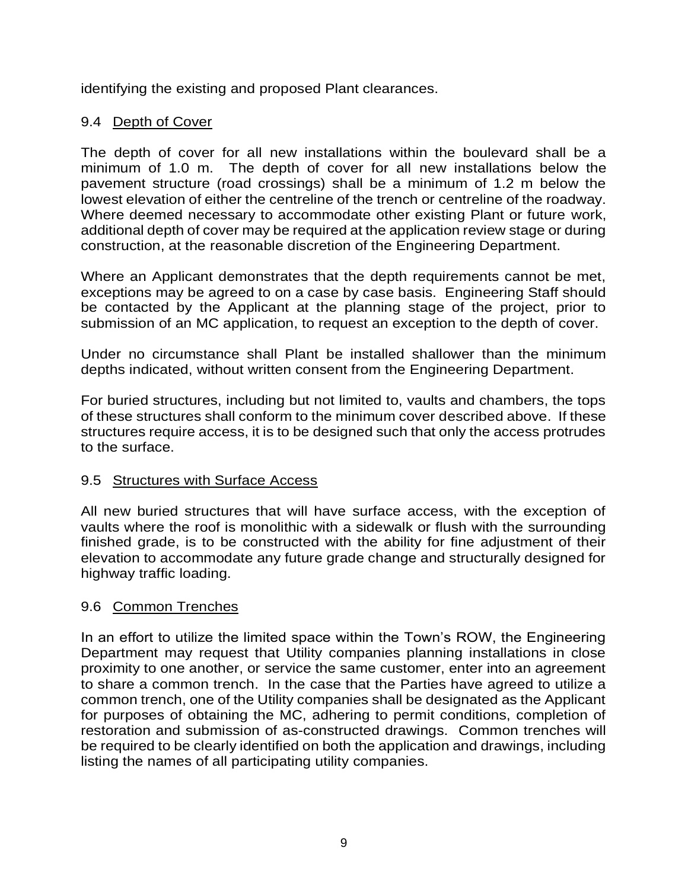identifying the existing and proposed Plant clearances.

## 9.4 Depth of Cover

The depth of cover for all new installations within the boulevard shall be a minimum of 1.0 m. The depth of cover for all new installations below the pavement structure (road crossings) shall be a minimum of 1.2 m below the lowest elevation of either the centreline of the trench or centreline of the roadway. Where deemed necessary to accommodate other existing Plant or future work, additional depth of cover may be required at the application review stage or during construction, at the reasonable discretion of the Engineering Department.

Where an Applicant demonstrates that the depth requirements cannot be met, exceptions may be agreed to on a case by case basis. Engineering Staff should be contacted by the Applicant at the planning stage of the project, prior to submission of an MC application, to request an exception to the depth of cover.

Under no circumstance shall Plant be installed shallower than the minimum depths indicated, without written consent from the Engineering Department.

For buried structures, including but not limited to, vaults and chambers, the tops of these structures shall conform to the minimum cover described above. If these structures require access, it is to be designed such that only the access protrudes to the surface.

## 9.5 Structures with Surface Access

All new buried structures that will have surface access, with the exception of vaults where the roof is monolithic with a sidewalk or flush with the surrounding finished grade, is to be constructed with the ability for fine adjustment of their elevation to accommodate any future grade change and structurally designed for highway traffic loading.

## 9.6 Common Trenches

In an effort to utilize the limited space within the Town's ROW, the Engineering Department may request that Utility companies planning installations in close proximity to one another, or service the same customer, enter into an agreement to share a common trench. In the case that the Parties have agreed to utilize a common trench, one of the Utility companies shall be designated as the Applicant for purposes of obtaining the MC, adhering to permit conditions, completion of restoration and submission of as-constructed drawings. Common trenches will be required to be clearly identified on both the application and drawings, including listing the names of all participating utility companies.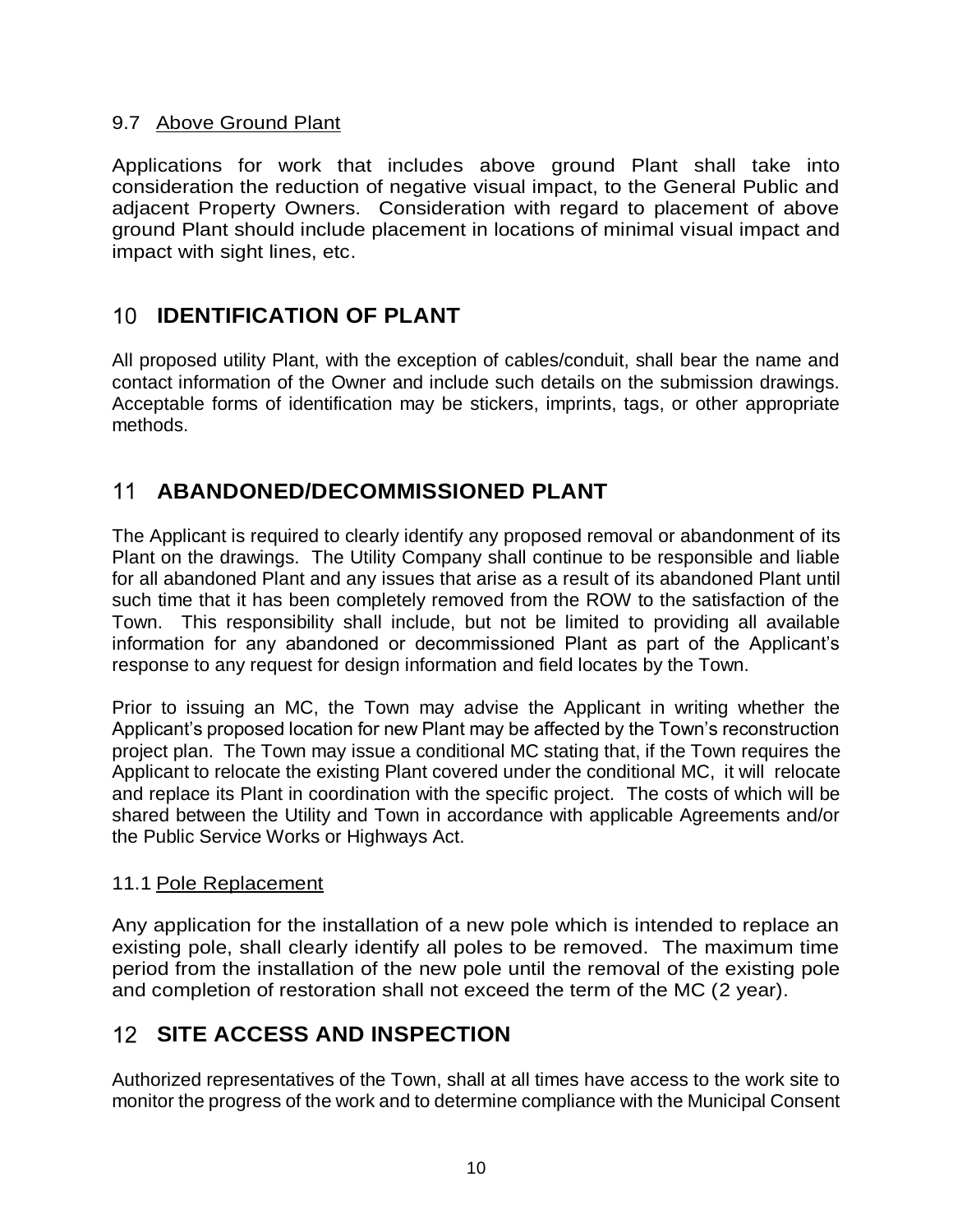### 9.7 Above Ground Plant

Applications for work that includes above ground Plant shall take into consideration the reduction of negative visual impact, to the General Public and adjacent Property Owners. Consideration with regard to placement of above ground Plant should include placement in locations of minimal visual impact and impact with sight lines, etc.

## 10 IDENTIFICATION OF PLANT

All proposed utility Plant, with the exception of cables/conduit, shall bear the name and contact information of the Owner and include such details on the submission drawings. Acceptable forms of identification may be stickers, imprints, tags, or other appropriate methods.

## 11 ABANDONED/DECOMMISSIONED PLANT

The Applicant is required to clearly identify any proposed removal or abandonment of its Plant on the drawings. The Utility Company shall continue to be responsible and liable for all abandoned Plant and any issues that arise as a result of its abandoned Plant until such time that it has been completely removed from the ROW to the satisfaction of the Town. This responsibility shall include, but not be limited to providing all available information for any abandoned or decommissioned Plant as part of the Applicant's response to any request for design information and field locates by the Town.

Prior to issuing an MC, the Town may advise the Applicant in writing whether the Applicant's proposed location for new Plant may be affected by the Town's reconstruction project plan. The Town may issue a conditional MC stating that, if the Town requires the Applicant to relocate the existing Plant covered under the conditional MC, it will relocate and replace its Plant in coordination with the specific project. The costs of which will be shared between the Utility and Town in accordance with applicable Agreements and/or the Public Service Works or Highways Act.

### 11.1 Pole Replacement

Any application for the installation of a new pole which is intended to replace an existing pole, shall clearly identify all poles to be removed. The maximum time period from the installation of the new pole until the removal of the existing pole and completion of restoration shall not exceed the term of the MC (2 year).

## 12 SITE ACCESS AND INSPECTION

Authorized representatives of the Town, shall at all times have access to the work site to monitor the progress of the work and to determine compliance with the Municipal Consent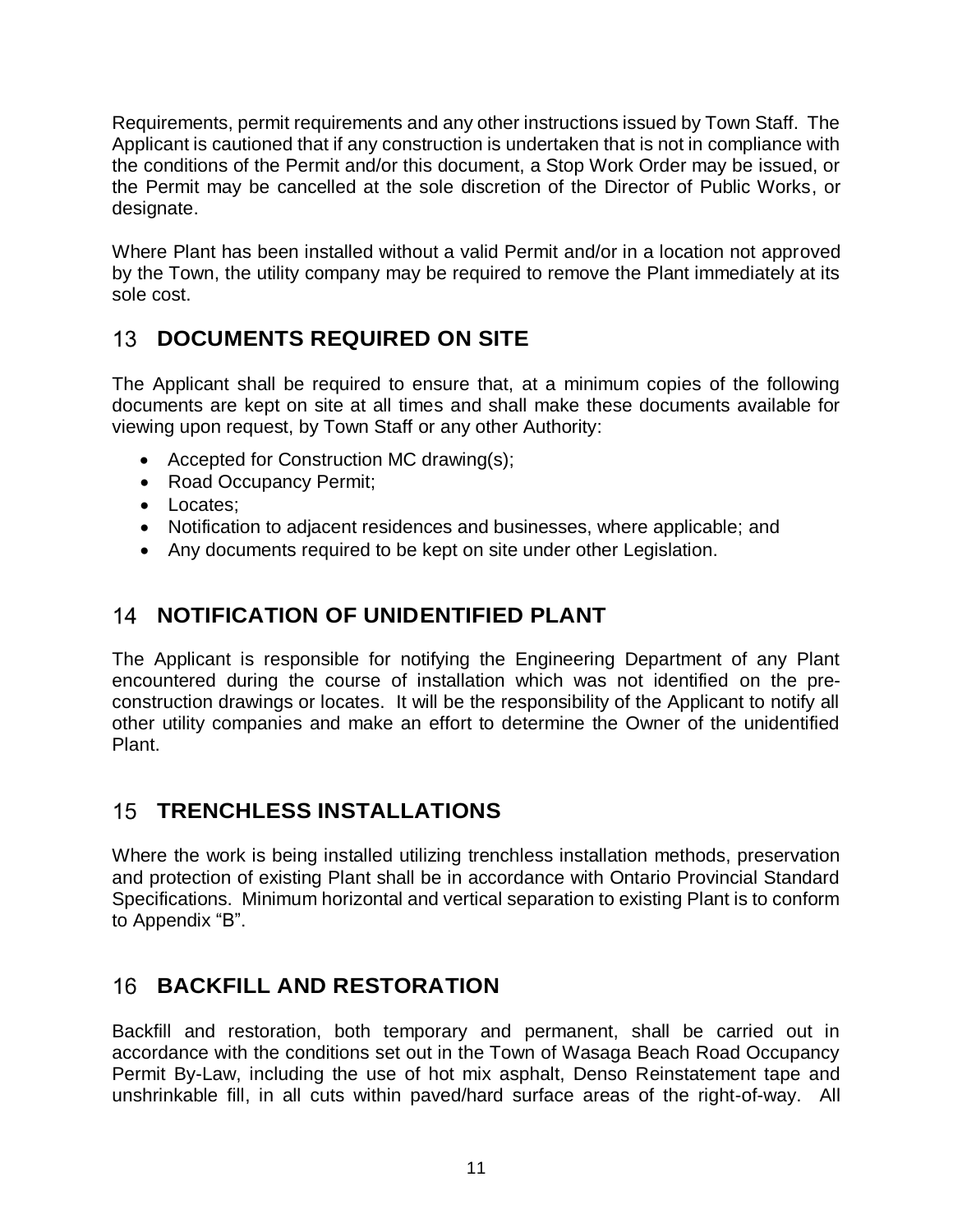Requirements, permit requirements and any other instructions issued by Town Staff. The Applicant is cautioned that if any construction is undertaken that is not in compliance with the conditions of the Permit and/or this document, a Stop Work Order may be issued, or the Permit may be cancelled at the sole discretion of the Director of Public Works, or designate.

Where Plant has been installed without a valid Permit and/or in a location not approved by the Town, the utility company may be required to remove the Plant immediately at its sole cost.

## 13 DOCUMENTS REQUIRED ON SITE

The Applicant shall be required to ensure that, at a minimum copies of the following documents are kept on site at all times and shall make these documents available for viewing upon request, by Town Staff or any other Authority:

- Accepted for Construction MC drawing(s);
- Road Occupancy Permit;
- Locates;
- Notification to adjacent residences and businesses, where applicable; and
- Any documents required to be kept on site under other Legislation.

## 14 NOTIFICATION OF UNIDENTIFIED PLANT

The Applicant is responsible for notifying the Engineering Department of any Plant encountered during the course of installation which was not identified on the pre-construction drawings or locates. It will be the responsibility of the Applicant to notify all other utility companies and make an effort to determine the Owner of the unidentified Plant.

## 15 TRENCHLESS INSTALLATIONS

Where the work is being installed utilizing trenchless installation methods, preservation and protection of existing Plant shall be in accordance with Ontario Provincial Standard Specifications. Minimum horizontal and vertical separation to existing Plant is to conform to Appendix "B".

## 16 BACKFILL AND RESTORATION

Backfill and restoration, both temporary and permanent, shall be carried out in accordance with the conditions set out in the Town of Wasaga Beach Road Occupancy Permit By-Law, including the use of hot mix asphalt, Denso Reinstatement tape and unshrinkable fill, in all cuts within paved/hard surface areas of the right-of-way. All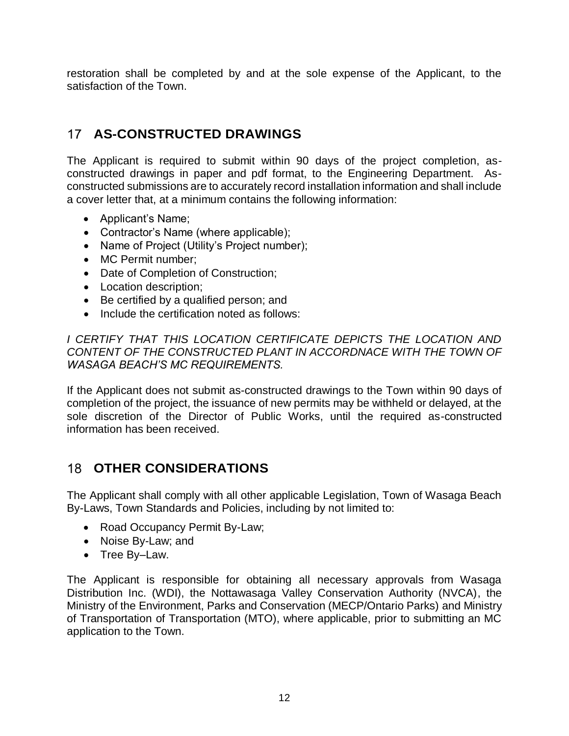restoration shall be completed by and at the sole expense of the Applicant, to the satisfaction of the Town.

## 17 AS-CONSTRUCTED DRAWINGS

The Applicant is required to submit within 90 days of the project completion, as-constructed drawings in paper and pdf format, to the Engineering Department. As-constructed submissions are to accurately record installation information and shall include a cover letter that, at a minimum contains the following information:

- Applicant's Name;
- Contractor's Name (where applicable);
- Name of Project (Utility's Project number);
- MC Permit number;
- Date of Completion of Construction;
- Location description;
- Be certified by a qualified person; and
- Include the certification noted as follows:

*I CERTIFY THAT THIS LOCATION CERTIFICATE DEPICTS THE LOCATION AND CONTENT OF THE CONSTRUCTED PLANT IN ACCORDNACE WITH THE TOWN OF WASAGA BEACH'S MC REQUIREMENTS.*

If the Applicant does not submit as-constructed drawings to the Town within 90 days of completion of the project, the issuance of new permits may be withheld or delayed, at the sole discretion of the Director of Public Works, until the required as-constructed information has been received.

## 18 OTHER CONSIDERATIONS

The Applicant shall comply with all other applicable Legislation, Town of Wasaga Beach By-Laws, Town Standards and Policies, including by not limited to:

- Road Occupancy Permit By-Law;
- Noise By-Law; and
- Tree By–Law.

The Applicant is responsible for obtaining all necessary approvals from Wasaga Distribution Inc. (WDI), the Nottawasaga Valley Conservation Authority (NVCA), the Ministry of the Environment, Parks and Conservation (MECP/Ontario Parks) and Ministry of Transportation of Transportation (MTO), where applicable, prior to submitting an MC application to the Town.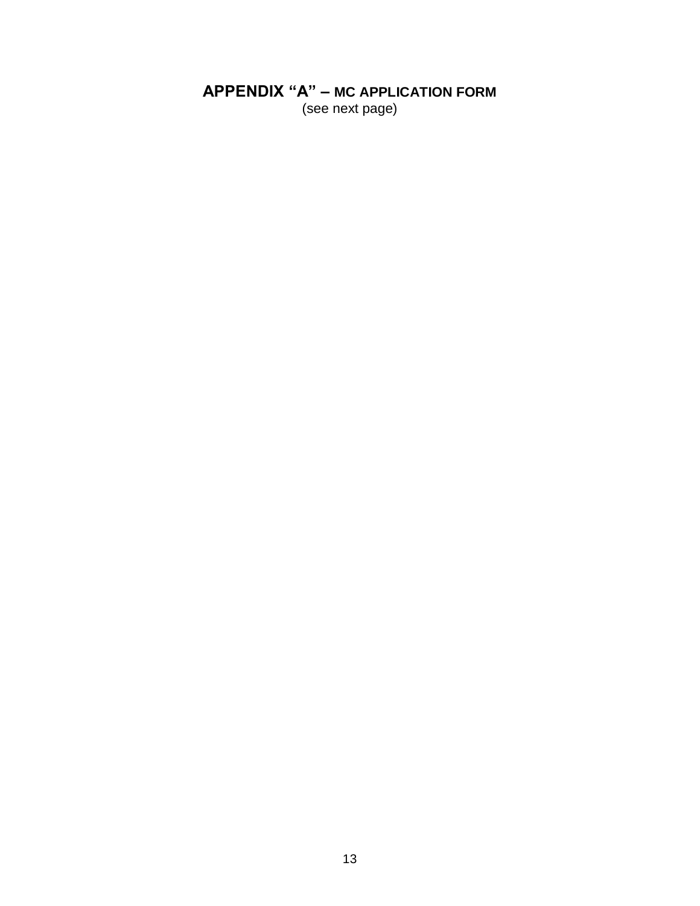## APPENDIX “A” – MC APPLICATION FORM

(see next page)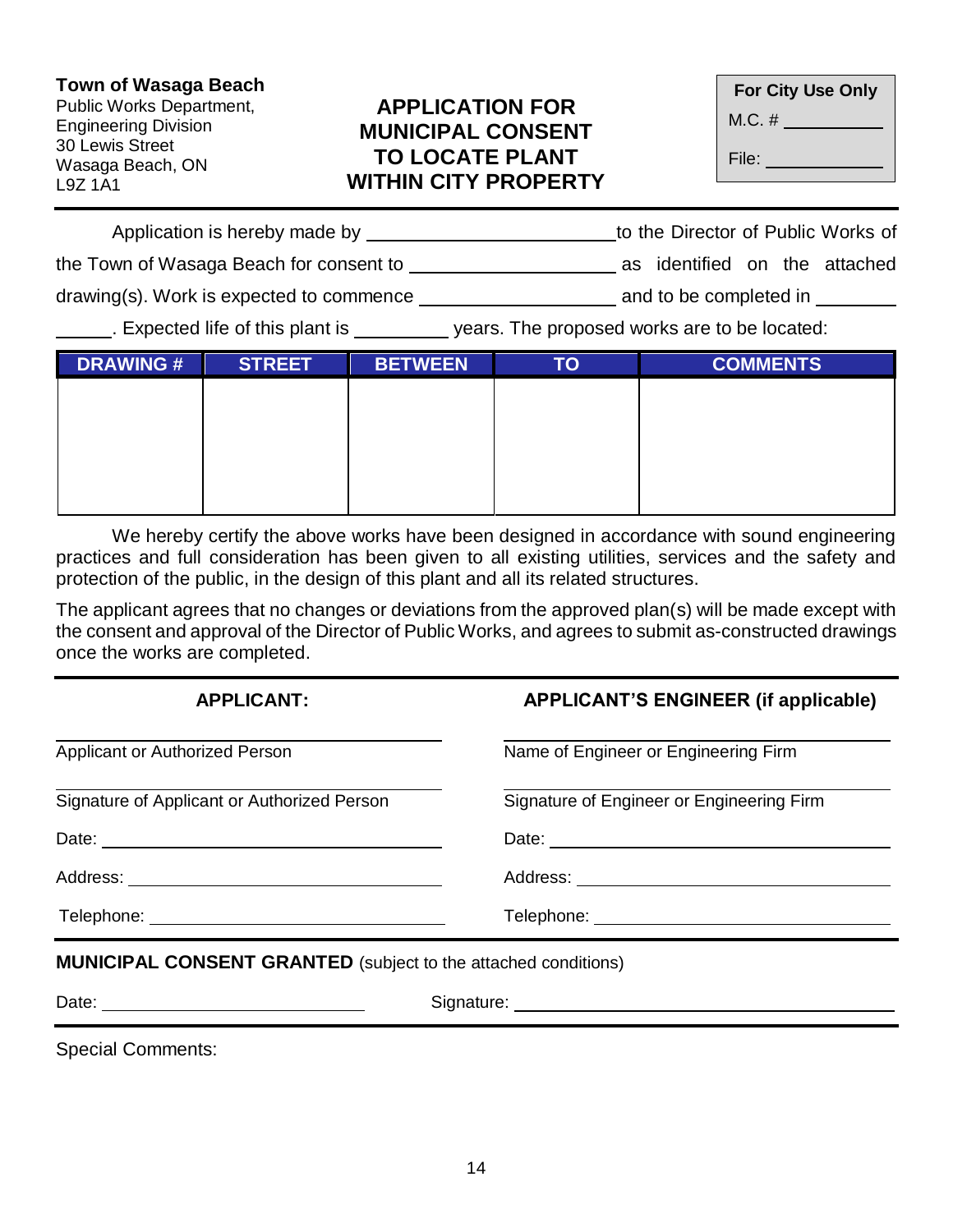**Town of Wasaga Beach**
Public Works Department,
Engineering Division
30 Lewis Street
Wasaga Beach, ON
L9Z 1A1

# APPLICATION FOR MUNICIPAL CONSENT TO LOCATE PLANT WITHIN CITY PROPERTY

| **For City Use Only** |
|---|
| M.C. # ____________ |
| File: ____________ |

Application is hereby made by ________________________ to the Director of Public Works of the Town of Wasaga Beach for consent to ____________________ as identified on the attached drawing(s). Work is expected to commence ____________________ and to be completed in ________ ______. Expected life of this plant is __________ years. The proposed works are to be located:

| DRAWING # | STREET | BETWEEN | TO | COMMENTS |
|---|---|---|---|---|
| | | | | |

We hereby certify the above works have been designed in accordance with sound engineering practices and full consideration has been given to all existing utilities, services and the safety and protection of the public, in the design of this plant and all its related structures.

The applicant agrees that no changes or deviations from the approved plan(s) will be made except with the consent and approval of the Director of Public Works, and agrees to submit as-constructed drawings once the works are completed.

| **APPLICANT:** | **APPLICANT'S ENGINEER (if applicable)** |
|---|---|
| Applicant or Authorized Person | Name of Engineer or Engineering Firm |
| Signature of Applicant or Authorized Person | Signature of Engineer or Engineering Firm |
| Date: | Date: |
| Address: | Address: |
| Telephone: | Telephone: |

**MUNICIPAL CONSENT GRANTED** (subject to the attached conditions)

Date: ____________________ Signature: ______________________________

Special Comments: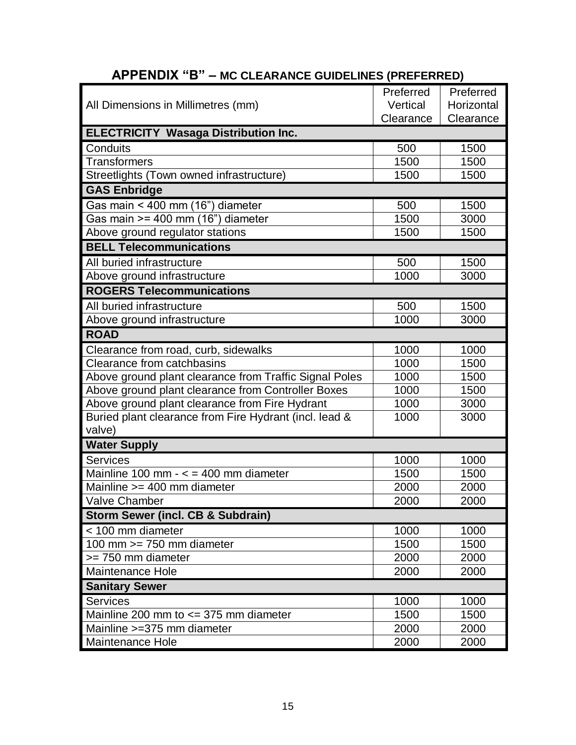## APPENDIX "B" – MC CLEARANCE GUIDELINES (PREFERRED)

| All Dimensions in Millimetres (mm) | Preferred Vertical Clearance | Preferred Horizontal Clearance |
|---|---|---|
| **ELECTRICITY Wasaga Distribution Inc.** | | |
| Conduits | 500 | 1500 |
| Transformers | 1500 | 1500 |
| Streetlights (Town owned infrastructure) | 1500 | 1500 |
| **GAS Enbridge** | | |
| Gas main < 400 mm (16") diameter | 500 | 1500 |
| Gas main >= 400 mm (16") diameter | 1500 | 3000 |
| Above ground regulator stations | 1500 | 1500 |
| **BELL Telecommunications** | | |
| All buried infrastructure | 500 | 1500 |
| Above ground infrastructure | 1000 | 3000 |
| **ROGERS Telecommunications** | | |
| All buried infrastructure | 500 | 1500 |
| Above ground infrastructure | 1000 | 3000 |
| **ROAD** | | |
| Clearance from road, curb, sidewalks | 1000 | 1000 |
| Clearance from catchbasins | 1000 | 1500 |
| Above ground plant clearance from Traffic Signal Poles | 1000 | 1500 |
| Above ground plant clearance from Controller Boxes | 1000 | 1500 |
| Above ground plant clearance from Fire Hydrant | 1000 | 3000 |
| Buried plant clearance from Fire Hydrant (incl. lead & valve) | 1000 | 3000 |
| **Water Supply** | | |
| Services | 1000 | 1000 |
| Mainline 100 mm - < = 400 mm diameter | 1500 | 1500 |
| Mainline >= 400 mm diameter | 2000 | 2000 |
| Valve Chamber | 2000 | 2000 |
| **Storm Sewer (incl. CB & Subdrain)** | | |
| < 100 mm diameter | 1000 | 1000 |
| 100 mm >= 750 mm diameter | 1500 | 1500 |
| >= 750 mm diameter | 2000 | 2000 |
| Maintenance Hole | 2000 | 2000 |
| **Sanitary Sewer** | | |
| Services | 1000 | 1000 |
| Mainline 200 mm to <= 375 mm diameter | 1500 | 1500 |
| Mainline >=375 mm diameter | 2000 | 2000 |
| Maintenance Hole | 2000 | 2000 |